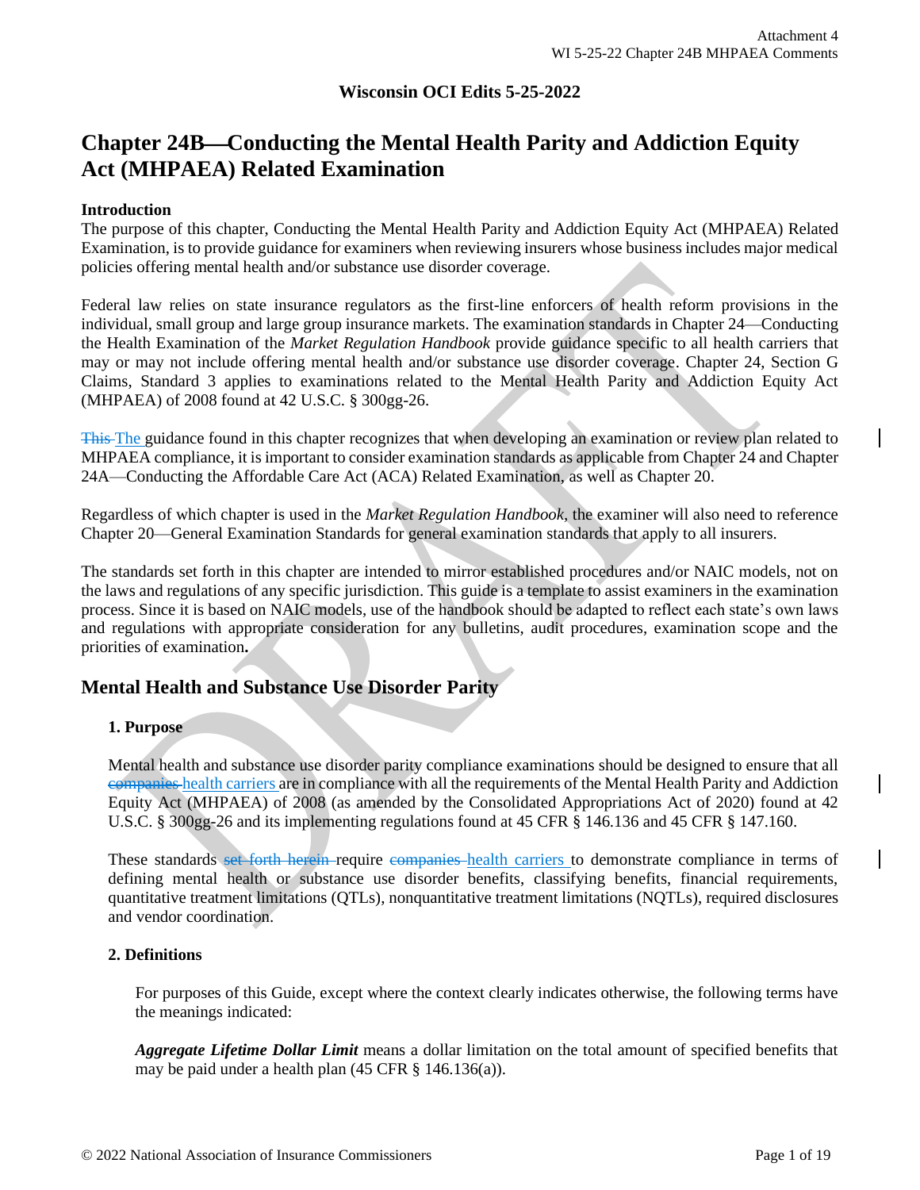Wisconsin OCI Edits 5-25-2022

# Chapter 24B—Conducting the Mental Health Parity and Addiction Equity Act (MHPAEA) Related Examination

**Introduction**

The purpose of this chapter, Conducting the Mental Health Parity and Addiction Equity Act (MHPAEA) Related Examination, is to provide guidance for examiners when reviewing insurers whose business includes major medical policies offering mental health and/or substance use disorder coverage.

Federal law relies on state insurance regulators as the first-line enforcers of health reform provisions in the individual, small group and large group insurance markets. The examination standards in Chapter 24—Conducting the Health Examination of the *Market Regulation Handbook* provide guidance specific to all health carriers that may or may not include offering mental health and/or substance use disorder coverage. Chapter 24, Section G Claims, Standard 3 applies to examinations related to the Mental Health Parity and Addiction Equity Act (MHPAEA) of 2008 found at 42 U.S.C. § 300gg-26.

~~This~~ The guidance found in this chapter recognizes that when developing an examination or review plan related to MHPAEA compliance, it is important to consider examination standards as applicable from Chapter 24 and Chapter 24A—Conducting the Affordable Care Act (ACA) Related Examination, as well as Chapter 20.

Regardless of which chapter is used in the *Market Regulation Handbook*, the examiner will also need to reference Chapter 20—General Examination Standards for general examination standards that apply to all insurers.

The standards set forth in this chapter are intended to mirror established procedures and/or NAIC models, not on the laws and regulations of any specific jurisdiction. This guide is a template to assist examiners in the examination process. Since it is based on NAIC models, use of the handbook should be adapted to reflect each state's own laws and regulations with appropriate consideration for any bulletins, audit procedures, examination scope and the priorities of examination**.**

## Mental Health and Substance Use Disorder Parity

### 1. Purpose

Mental health and substance use disorder parity compliance examinations should be designed to ensure that all ~~companies~~ health carriers are in compliance with all the requirements of the Mental Health Parity and Addiction Equity Act (MHPAEA) of 2008 (as amended by the Consolidated Appropriations Act of 2020) found at 42 U.S.C. § 300gg-26 and its implementing regulations found at 45 CFR § 146.136 and 45 CFR § 147.160.

These standards ~~set forth herein~~ require ~~companies~~ health carriers to demonstrate compliance in terms of defining mental health or substance use disorder benefits, classifying benefits, financial requirements, quantitative treatment limitations (QTLs), nonquantitative treatment limitations (NQTLs), required disclosures and vendor coordination.

### 2. Definitions

For purposes of this Guide, except where the context clearly indicates otherwise, the following terms have the meanings indicated:

***Aggregate Lifetime Dollar Limit*** means a dollar limitation on the total amount of specified benefits that may be paid under a health plan (45 CFR § 146.136(a)).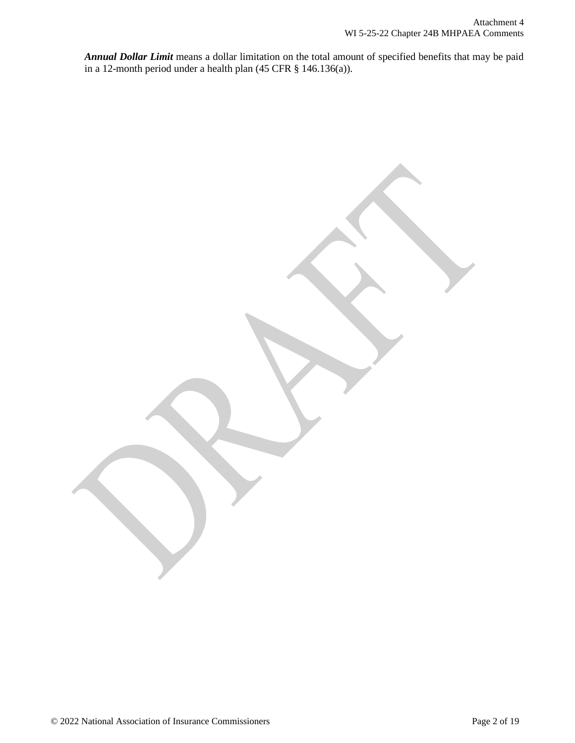***Annual Dollar Limit*** means a dollar limitation on the total amount of specified benefits that may be paid in a 12-month period under a health plan (45 CFR § 146.136(a)).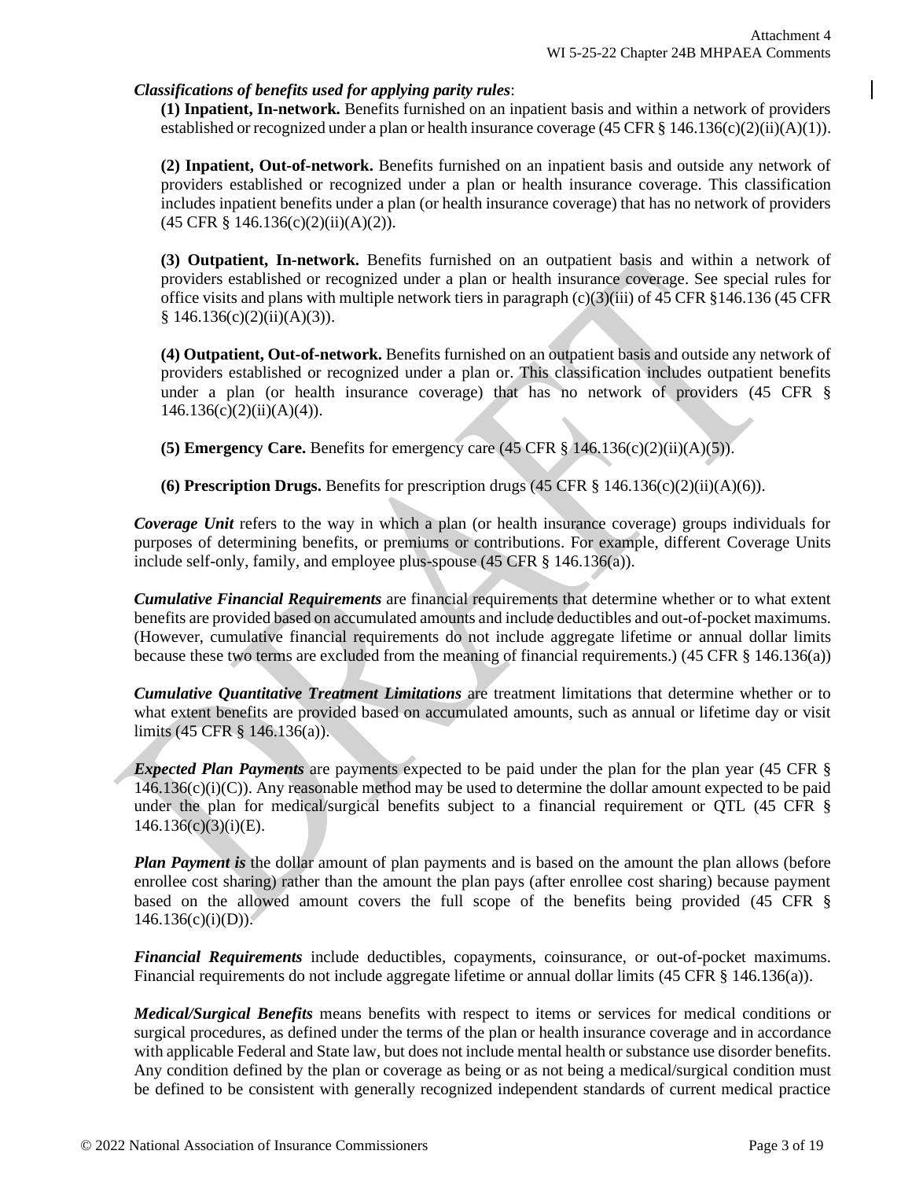*Classifications of benefits used for applying parity rules*:

**(1) Inpatient, In-network.** Benefits furnished on an inpatient basis and within a network of providers established or recognized under a plan or health insurance coverage (45 CFR § 146.136(c)(2)(ii)(A)(1)).

**(2) Inpatient, Out-of-network.** Benefits furnished on an inpatient basis and outside any network of providers established or recognized under a plan or health insurance coverage. This classification includes inpatient benefits under a plan (or health insurance coverage) that has no network of providers (45 CFR § 146.136(c)(2)(ii)(A)(2)).

**(3) Outpatient, In-network.** Benefits furnished on an outpatient basis and within a network of providers established or recognized under a plan or health insurance coverage. See special rules for office visits and plans with multiple network tiers in paragraph (c)(3)(iii) of 45 CFR §146.136 (45 CFR § 146.136(c)(2)(ii)(A)(3)).

**(4) Outpatient, Out-of-network.** Benefits furnished on an outpatient basis and outside any network of providers established or recognized under a plan or. This classification includes outpatient benefits under a plan (or health insurance coverage) that has no network of providers (45 CFR § 146.136(c)(2)(ii)(A)(4)).

**(5) Emergency Care.** Benefits for emergency care (45 CFR § 146.136(c)(2)(ii)(A)(5)).

**(6) Prescription Drugs.** Benefits for prescription drugs (45 CFR § 146.136(c)(2)(ii)(A)(6)).

***Coverage Unit*** refers to the way in which a plan (or health insurance coverage) groups individuals for purposes of determining benefits, or premiums or contributions. For example, different Coverage Units include self-only, family, and employee plus-spouse (45 CFR § 146.136(a)).

***Cumulative Financial Requirements*** are financial requirements that determine whether or to what extent benefits are provided based on accumulated amounts and include deductibles and out-of-pocket maximums. (However, cumulative financial requirements do not include aggregate lifetime or annual dollar limits because these two terms are excluded from the meaning of financial requirements.) (45 CFR § 146.136(a))

***Cumulative Quantitative Treatment Limitations*** are treatment limitations that determine whether or to what extent benefits are provided based on accumulated amounts, such as annual or lifetime day or visit limits (45 CFR § 146.136(a)).

***Expected Plan Payments*** are payments expected to be paid under the plan for the plan year (45 CFR § 146.136(c)(i)(C)). Any reasonable method may be used to determine the dollar amount expected to be paid under the plan for medical/surgical benefits subject to a financial requirement or QTL (45 CFR § 146.136(c)(3)(i)(E).

***Plan Payment is*** the dollar amount of plan payments and is based on the amount the plan allows (before enrollee cost sharing) rather than the amount the plan pays (after enrollee cost sharing) because payment based on the allowed amount covers the full scope of the benefits being provided (45 CFR § 146.136(c)(i)(D)).

***Financial Requirements*** include deductibles, copayments, coinsurance, or out-of-pocket maximums. Financial requirements do not include aggregate lifetime or annual dollar limits (45 CFR § 146.136(a)).

***Medical/Surgical Benefits*** means benefits with respect to items or services for medical conditions or surgical procedures, as defined under the terms of the plan or health insurance coverage and in accordance with applicable Federal and State law, but does not include mental health or substance use disorder benefits. Any condition defined by the plan or coverage as being or as not being a medical/surgical condition must be defined to be consistent with generally recognized independent standards of current medical practice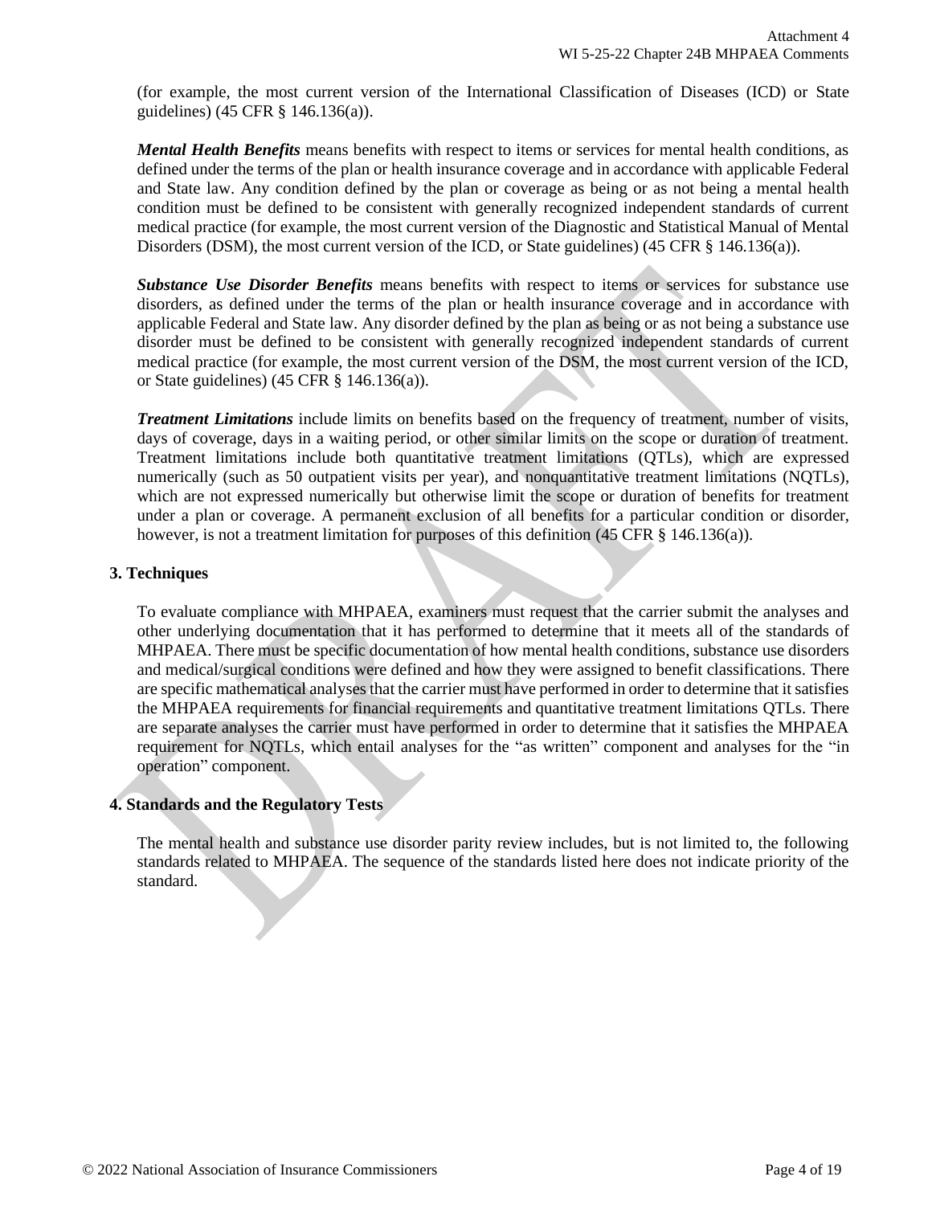(for example, the most current version of the International Classification of Diseases (ICD) or State guidelines) (45 CFR § 146.136(a)).

***Mental Health Benefits*** means benefits with respect to items or services for mental health conditions, as defined under the terms of the plan or health insurance coverage and in accordance with applicable Federal and State law. Any condition defined by the plan or coverage as being or as not being a mental health condition must be defined to be consistent with generally recognized independent standards of current medical practice (for example, the most current version of the Diagnostic and Statistical Manual of Mental Disorders (DSM), the most current version of the ICD, or State guidelines) (45 CFR § 146.136(a)).

***Substance Use Disorder Benefits*** means benefits with respect to items or services for substance use disorders, as defined under the terms of the plan or health insurance coverage and in accordance with applicable Federal and State law. Any disorder defined by the plan as being or as not being a substance use disorder must be defined to be consistent with generally recognized independent standards of current medical practice (for example, the most current version of the DSM, the most current version of the ICD, or State guidelines) (45 CFR § 146.136(a)).

***Treatment Limitations*** include limits on benefits based on the frequency of treatment, number of visits, days of coverage, days in a waiting period, or other similar limits on the scope or duration of treatment. Treatment limitations include both quantitative treatment limitations (QTLs), which are expressed numerically (such as 50 outpatient visits per year), and nonquantitative treatment limitations (NQTLs), which are not expressed numerically but otherwise limit the scope or duration of benefits for treatment under a plan or coverage. A permanent exclusion of all benefits for a particular condition or disorder, however, is not a treatment limitation for purposes of this definition (45 CFR § 146.136(a)).

### 3. Techniques

To evaluate compliance with MHPAEA, examiners must request that the carrier submit the analyses and other underlying documentation that it has performed to determine that it meets all of the standards of MHPAEA. There must be specific documentation of how mental health conditions, substance use disorders and medical/surgical conditions were defined and how they were assigned to benefit classifications. There are specific mathematical analyses that the carrier must have performed in order to determine that it satisfies the MHPAEA requirements for financial requirements and quantitative treatment limitations QTLs. There are separate analyses the carrier must have performed in order to determine that it satisfies the MHPAEA requirement for NQTLs, which entail analyses for the "as written" component and analyses for the "in operation" component.

### 4. Standards and the Regulatory Tests

The mental health and substance use disorder parity review includes, but is not limited to, the following standards related to MHPAEA. The sequence of the standards listed here does not indicate priority of the standard.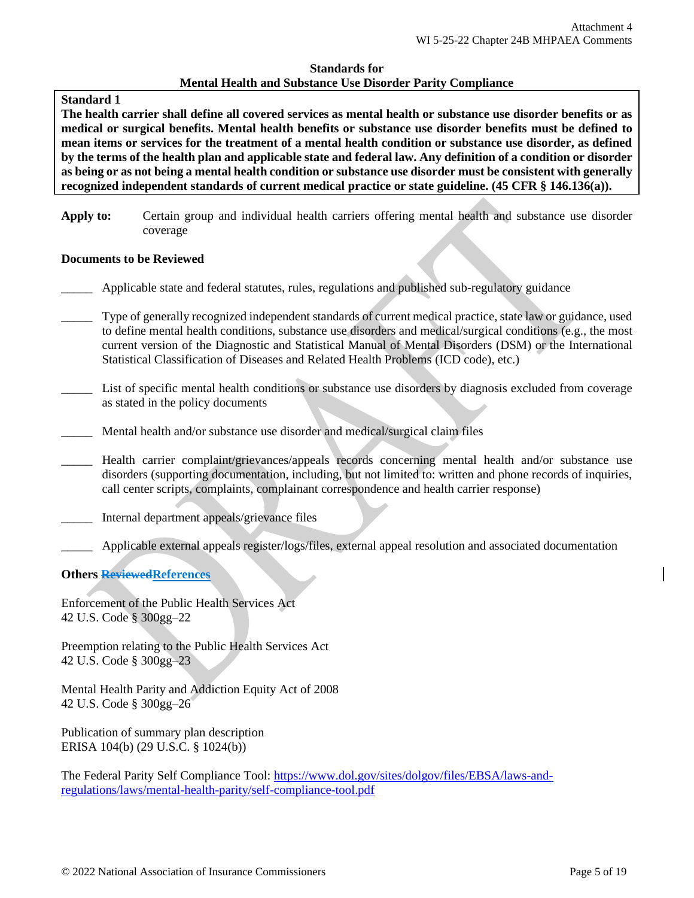## Standards for Mental Health and Substance Use Disorder Parity Compliance

**Standard 1**

**The health carrier shall define all covered services as mental health or substance use disorder benefits or as medical or surgical benefits. Mental health benefits or substance use disorder benefits must be defined to mean items or services for the treatment of a mental health condition or substance use disorder, as defined by the terms of the health plan and applicable state and federal law. Any definition of a condition or disorder as being or as not being a mental health condition or substance use disorder must be consistent with generally recognized independent standards of current medical practice or state guideline. (45 CFR § 146.136(a)).**

**Apply to:** Certain group and individual health carriers offering mental health and substance use disorder coverage

**Documents to be Reviewed**

_____ Applicable state and federal statutes, rules, regulations and published sub-regulatory guidance

_____ Type of generally recognized independent standards of current medical practice, state law or guidance, used to define mental health conditions, substance use disorders and medical/surgical conditions (e.g., the most current version of the Diagnostic and Statistical Manual of Mental Disorders (DSM) or the International Statistical Classification of Diseases and Related Health Problems (ICD code), etc.)

_____ List of specific mental health conditions or substance use disorders by diagnosis excluded from coverage as stated in the policy documents

_____ Mental health and/or substance use disorder and medical/surgical claim files

_____ Health carrier complaint/grievances/appeals records concerning mental health and/or substance use disorders (supporting documentation, including, but not limited to: written and phone records of inquiries, call center scripts, complaints, complainant correspondence and health carrier response)

_____ Internal department appeals/grievance files

_____ Applicable external appeals register/logs/files, external appeal resolution and associated documentation

**Others ~~Reviewed~~References**

Enforcement of the Public Health Services Act
42 U.S. Code § 300gg–22

Preemption relating to the Public Health Services Act
42 U.S. Code § 300gg–23

Mental Health Parity and Addiction Equity Act of 2008
42 U.S. Code § 300gg–26

Publication of summary plan description
ERISA 104(b) (29 U.S.C. § 1024(b))

The Federal Parity Self Compliance Tool: https://www.dol.gov/sites/dolgov/files/EBSA/laws-and-regulations/laws/mental-health-parity/self-compliance-tool.pdf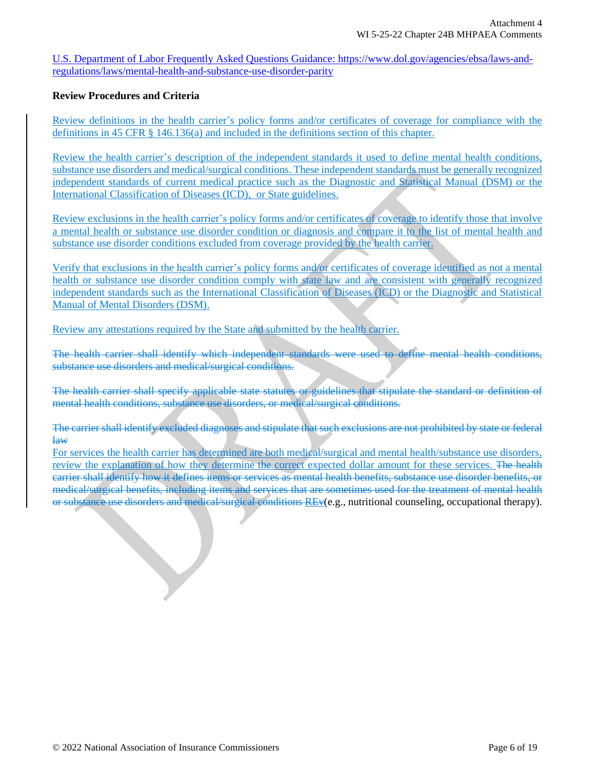U.S. Department of Labor Frequently Asked Questions Guidance: https://www.dol.gov/agencies/ebsa/laws-and-regulations/laws/mental-health-and-substance-use-disorder-parity

**Review Procedures and Criteria**

Review definitions in the health carrier's policy forms and/or certificates of coverage for compliance with the definitions in 45 CFR § 146.136(a) and included in the definitions section of this chapter.

Review the health carrier's description of the independent standards it used to define mental health conditions, substance use disorders and medical/surgical conditions. These independent standards must be generally recognized independent standards of current medical practice such as the Diagnostic and Statistical Manual (DSM) or the International Classification of Diseases (ICD), or State guidelines.

Review exclusions in the health carrier's policy forms and/or certificates of coverage to identify those that involve a mental health or substance use disorder condition or diagnosis and compare it to the list of mental health and substance use disorder conditions excluded from coverage provided by the health carrier.

Verify that exclusions in the health carrier's policy forms and/or certificates of coverage identified as not a mental health or substance use disorder condition comply with state law and are consistent with generally recognized independent standards such as the International Classification of Diseases (ICD) or the Diagnostic and Statistical Manual of Mental Disorders (DSM).

Review any attestations required by the State and submitted by the health carrier.

~~The health carrier shall identify which independent standards were used to define mental health conditions, substance use disorders and medical/surgical conditions.~~

~~The health carrier shall specify applicable state statutes or guidelines that stipulate the standard or definition of mental health conditions, substance use disorders, or medical/surgical conditions.~~

~~The carrier shall identify excluded diagnoses and stipulate that such exclusions are not prohibited by state or federal law~~

For services the health carrier has determined are both medical/surgical and mental health/substance use disorders, review the explanation of how they determine the correct expected dollar amount for these services. ~~The health carrier shall identify how it defines items or services as mental health benefits, substance use disorder benefits, or medical/surgical benefits, including items and services that are sometimes used for the treatment of mental health or substance use disorders and medical/surgical conditions~~ ~~REv~~(e.g., nutritional counseling, occupational therapy).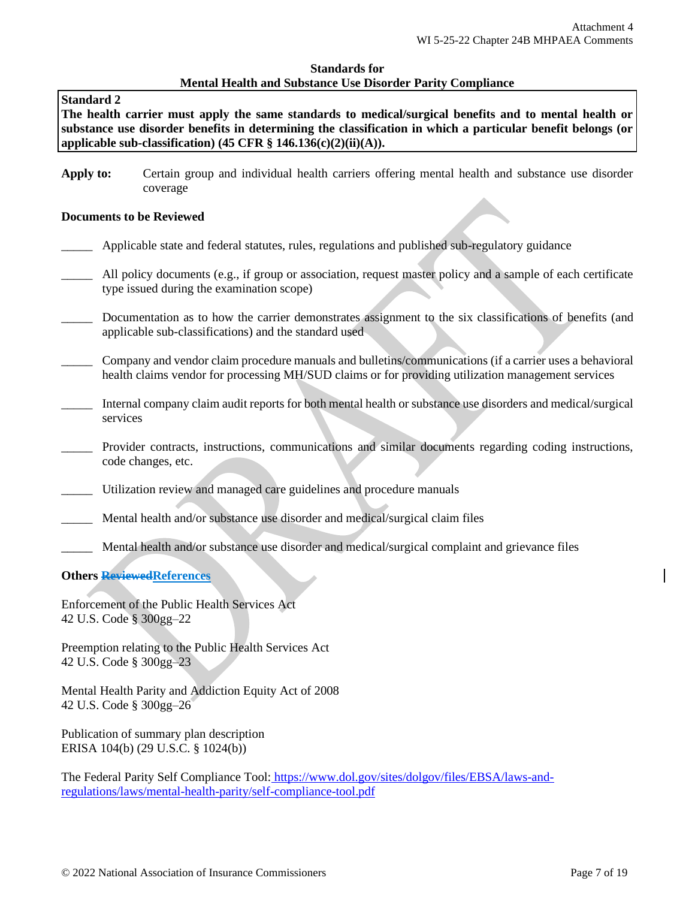Attachment 4
WI 5-25-22 Chapter 24B MHPAEA Comments

**Standards for**
**Mental Health and Substance Use Disorder Parity Compliance**

**Standard 2**
**The health carrier must apply the same standards to medical/surgical benefits and to mental health or substance use disorder benefits in determining the classification in which a particular benefit belongs (or applicable sub-classification) (45 CFR § 146.136(c)(2)(ii)(A)).**

**Apply to:** Certain group and individual health carriers offering mental health and substance use disorder coverage

**Documents to be Reviewed**

_____ Applicable state and federal statutes, rules, regulations and published sub-regulatory guidance

_____ All policy documents (e.g., if group or association, request master policy and a sample of each certificate type issued during the examination scope)

_____ Documentation as to how the carrier demonstrates assignment to the six classifications of benefits (and applicable sub-classifications) and the standard used

_____ Company and vendor claim procedure manuals and bulletins/communications (if a carrier uses a behavioral health claims vendor for processing MH/SUD claims or for providing utilization management services

_____ Internal company claim audit reports for both mental health or substance use disorders and medical/surgical services

_____ Provider contracts, instructions, communications and similar documents regarding coding instructions, code changes, etc.

_____ Utilization review and managed care guidelines and procedure manuals

_____ Mental health and/or substance use disorder and medical/surgical claim files

_____ Mental health and/or substance use disorder and medical/surgical complaint and grievance files

**Others ~~Reviewed~~References**

Enforcement of the Public Health Services Act
42 U.S. Code § 300gg–22

Preemption relating to the Public Health Services Act
42 U.S. Code § 300gg–23

Mental Health Parity and Addiction Equity Act of 2008
42 U.S. Code § 300gg–26

Publication of summary plan description
ERISA 104(b) (29 U.S.C. § 1024(b))

The Federal Parity Self Compliance Tool: https://www.dol.gov/sites/dolgov/files/EBSA/laws-and-regulations/laws/mental-health-parity/self-compliance-tool.pdf

© 2022 National Association of Insurance Commissioners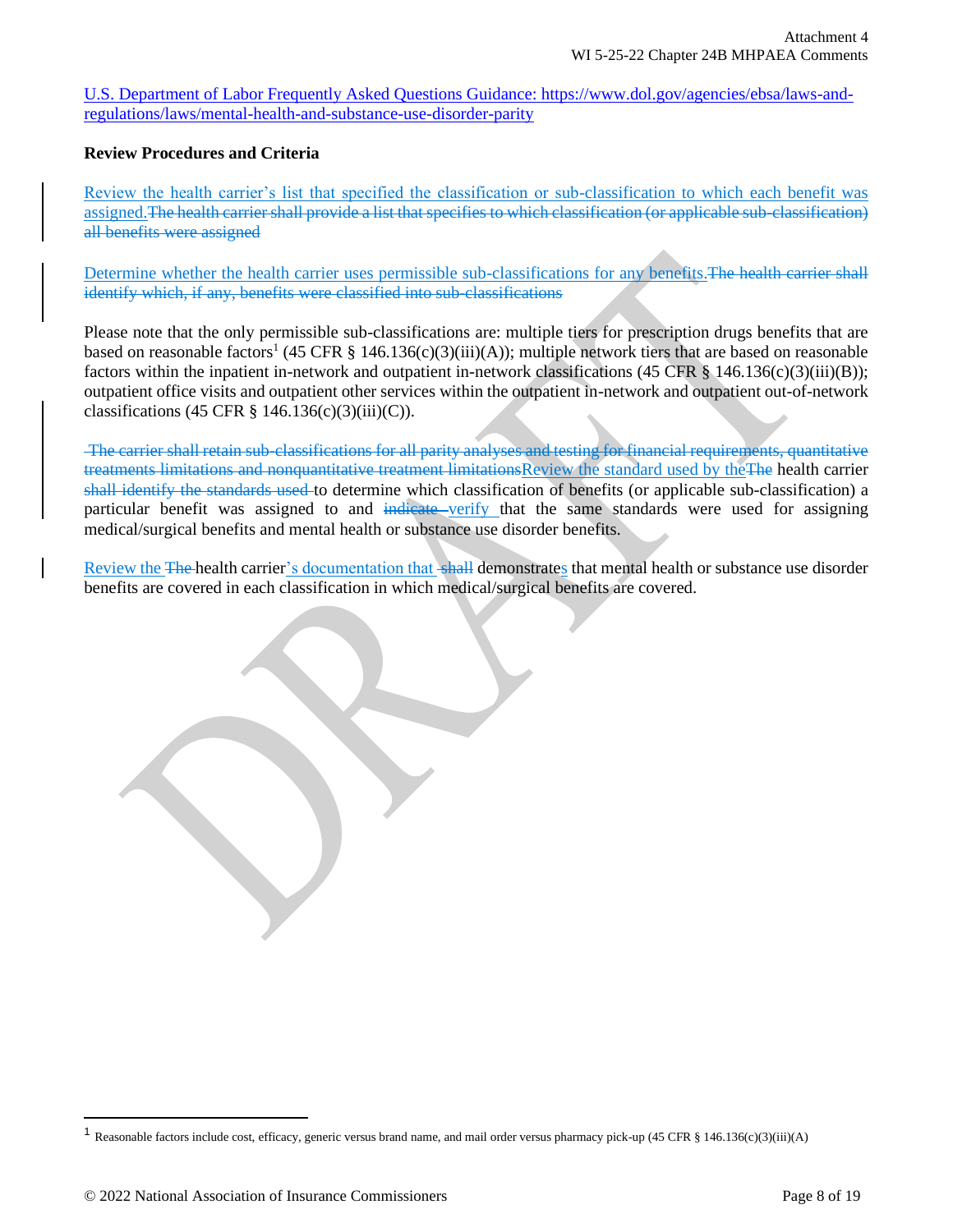U.S. Department of Labor Frequently Asked Questions Guidance: https://www.dol.gov/agencies/ebsa/laws-and-regulations/laws/mental-health-and-substance-use-disorder-parity

**Review Procedures and Criteria**

Review the health carrier's list that specified the classification or sub-classification to which each benefit was assigned.~~The health carrier shall provide a list that specifies to which classification (or applicable sub-classification) all benefits were assigned~~

Determine whether the health carrier uses permissible sub-classifications for any benefits.~~The health carrier shall identify which, if any, benefits were classified into sub-classifications~~

Please note that the only permissible sub-classifications are: multiple tiers for prescription drugs benefits that are based on reasonable factors[1] (45 CFR § 146.136(c)(3)(iii)(A)); multiple network tiers that are based on reasonable factors within the inpatient in-network and outpatient in-network classifications (45 CFR § 146.136(c)(3)(iii)(B)); outpatient office visits and outpatient other services within the outpatient in-network and outpatient out-of-network classifications (45 CFR § 146.136(c)(3)(iii)(C)).

~~The carrier shall retain sub-classifications for all parity analyses and testing for financial requirements, quantitative treatments limitations and nonquantitative treatment limitations~~Review the standard used by the~~The~~ health carrier ~~shall identify the standards used~~ to determine which classification of benefits (or applicable sub-classification) a particular benefit was assigned to and ~~indicate~~ verify that the same standards were used for assigning medical/surgical benefits and mental health or substance use disorder benefits.

Review the ~~The~~ health carrier's documentation that ~~shall~~ demonstrates that mental health or substance use disorder benefits are covered in each classification in which medical/surgical benefits are covered.

---

[1] Reasonable factors include cost, efficacy, generic versus brand name, and mail order versus pharmacy pick-up (45 CFR § 146.136(c)(3)(iii)(A)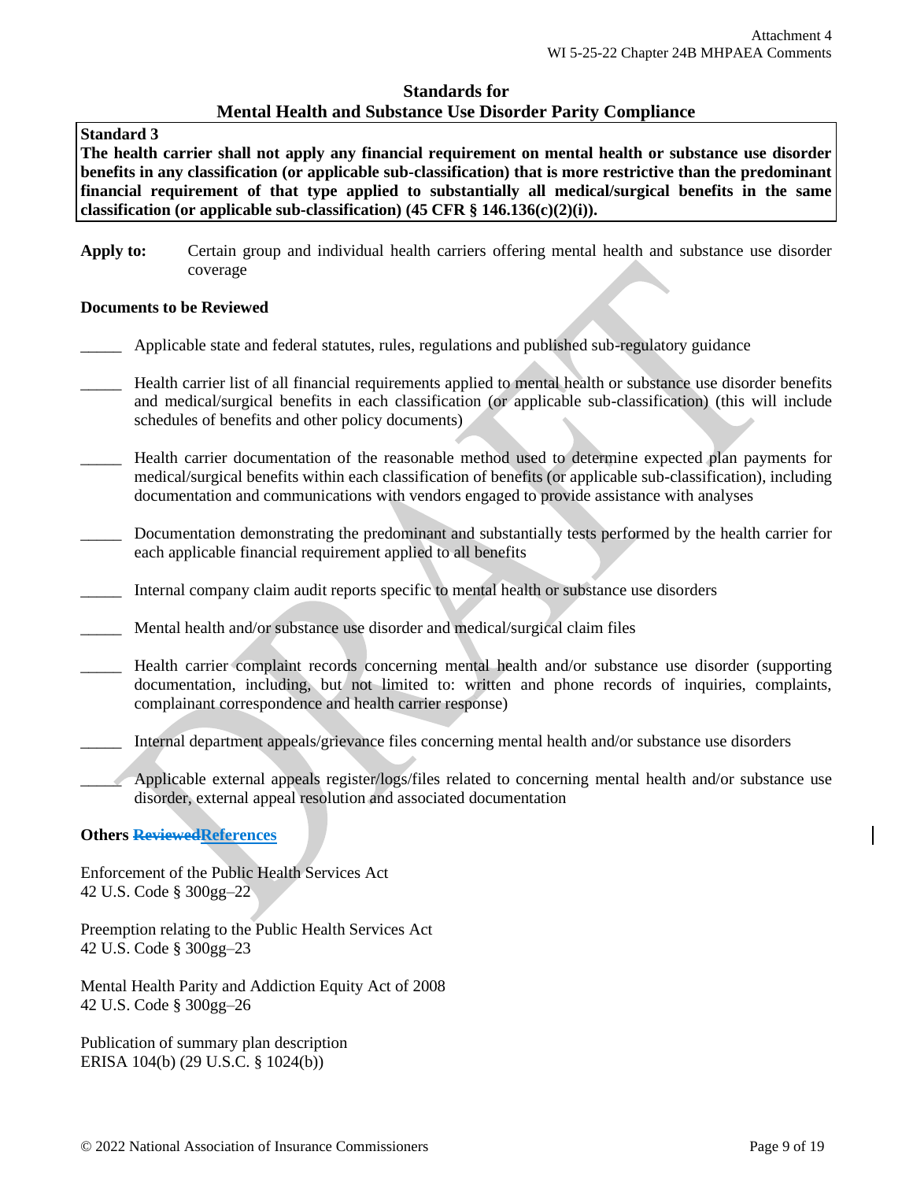## Standards for Mental Health and Substance Use Disorder Parity Compliance

**Standard 3**
**The health carrier shall not apply any financial requirement on mental health or substance use disorder benefits in any classification (or applicable sub-classification) that is more restrictive than the predominant financial requirement of that type applied to substantially all medical/surgical benefits in the same classification (or applicable sub-classification) (45 CFR § 146.136(c)(2)(i)).**

**Apply to:** Certain group and individual health carriers offering mental health and substance use disorder coverage

**Documents to be Reviewed**

_____ Applicable state and federal statutes, rules, regulations and published sub-regulatory guidance

_____ Health carrier list of all financial requirements applied to mental health or substance use disorder benefits and medical/surgical benefits in each classification (or applicable sub-classification) (this will include schedules of benefits and other policy documents)

_____ Health carrier documentation of the reasonable method used to determine expected plan payments for medical/surgical benefits within each classification of benefits (or applicable sub-classification), including documentation and communications with vendors engaged to provide assistance with analyses

_____ Documentation demonstrating the predominant and substantially tests performed by the health carrier for each applicable financial requirement applied to all benefits

_____ Internal company claim audit reports specific to mental health or substance use disorders

_____ Mental health and/or substance use disorder and medical/surgical claim files

_____ Health carrier complaint records concerning mental health and/or substance use disorder (supporting documentation, including, but not limited to: written and phone records of inquiries, complaints, complainant correspondence and health carrier response)

_____ Internal department appeals/grievance files concerning mental health and/or substance use disorders

_____ Applicable external appeals register/logs/files related to concerning mental health and/or substance use disorder, external appeal resolution and associated documentation

**Others ~~Reviewed~~References**

Enforcement of the Public Health Services Act
42 U.S. Code § 300gg–22

Preemption relating to the Public Health Services Act
42 U.S. Code § 300gg–23

Mental Health Parity and Addiction Equity Act of 2008
42 U.S. Code § 300gg–26

Publication of summary plan description
ERISA 104(b) (29 U.S.C. § 1024(b))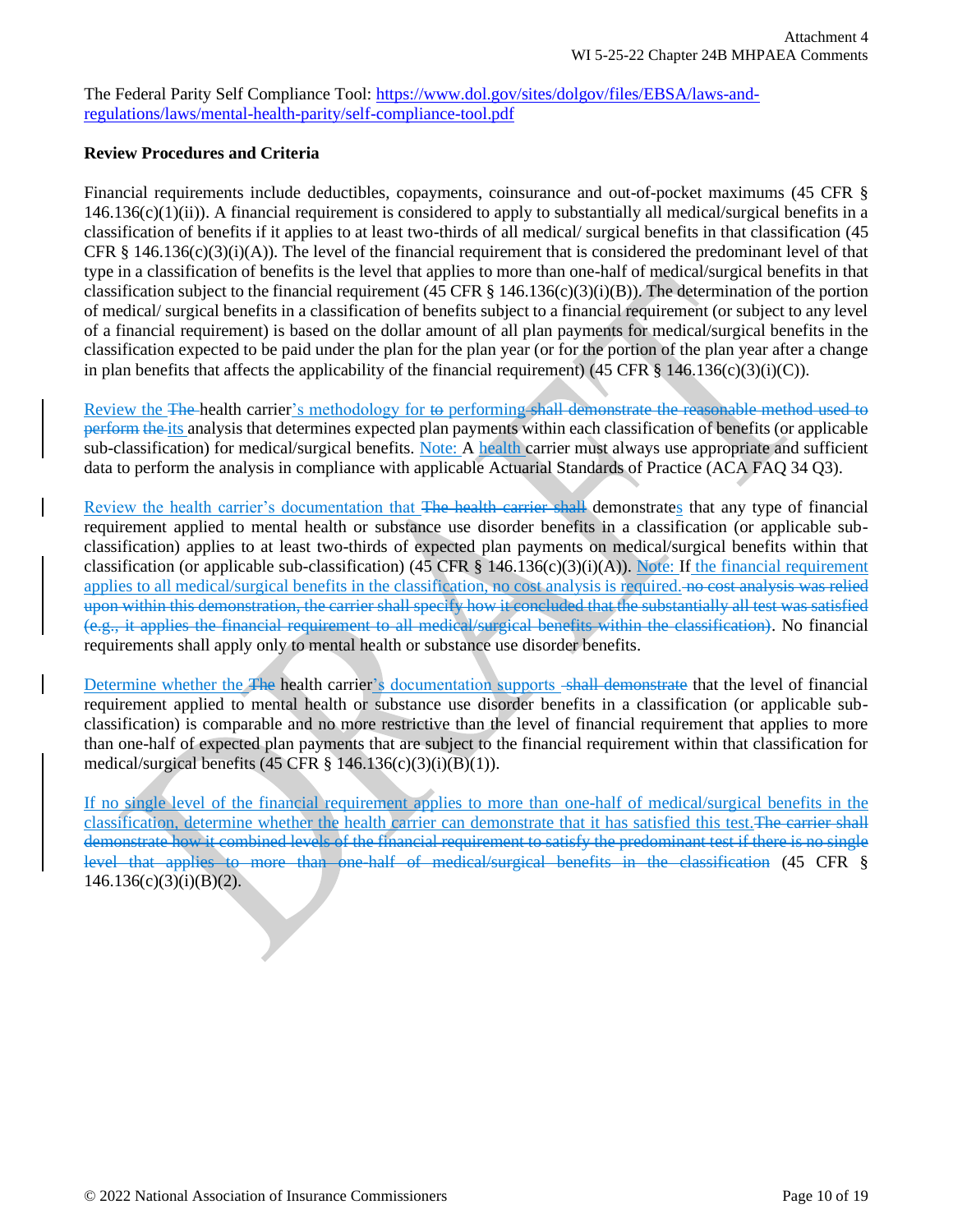The Federal Parity Self Compliance Tool: https://www.dol.gov/sites/dolgov/files/EBSA/laws-and-regulations/laws/mental-health-parity/self-compliance-tool.pdf

**Review Procedures and Criteria**

Financial requirements include deductibles, copayments, coinsurance and out-of-pocket maximums (45 CFR § 146.136(c)(1)(ii)). A financial requirement is considered to apply to substantially all medical/surgical benefits in a classification of benefits if it applies to at least two-thirds of all medical/ surgical benefits in that classification (45 CFR § 146.136(c)(3)(i)(A)). The level of the financial requirement that is considered the predominant level of that type in a classification of benefits is the level that applies to more than one-half of medical/surgical benefits in that classification subject to the financial requirement (45 CFR § 146.136(c)(3)(i)(B)). The determination of the portion of medical/ surgical benefits in a classification of benefits subject to a financial requirement (or subject to any level of a financial requirement) is based on the dollar amount of all plan payments for medical/surgical benefits in the classification expected to be paid under the plan for the plan year (or for the portion of the plan year after a change in plan benefits that affects the applicability of the financial requirement) (45 CFR § 146.136(c)(3)(i)(C)).

Review the ~~The~~ health carrier's methodology for ~~to~~ performing ~~shall demonstrate the reasonable method used to perform the~~ its analysis that determines expected plan payments within each classification of benefits (or applicable sub-classification) for medical/surgical benefits. Note: A health carrier must always use appropriate and sufficient data to perform the analysis in compliance with applicable Actuarial Standards of Practice (ACA FAQ 34 Q3).

Review the health carrier's documentation that ~~The health carrier shall~~ demonstrates that any type of financial requirement applied to mental health or substance use disorder benefits in a classification (or applicable sub-classification) applies to at least two-thirds of expected plan payments on medical/surgical benefits within that classification (or applicable sub-classification) (45 CFR § 146.136(c)(3)(i)(A)). Note: If the financial requirement applies to all medical/surgical benefits in the classification, no cost analysis is required. ~~no cost analysis was relied upon within this demonstration, the carrier shall specify how it concluded that the substantially all test was satisfied (e.g., it applies the financial requirement to all medical/surgical benefits within the classification)~~. No financial requirements shall apply only to mental health or substance use disorder benefits.

Determine whether the ~~The~~ health carrier's documentation supports ~~shall demonstrate~~ that the level of financial requirement applied to mental health or substance use disorder benefits in a classification (or applicable sub-classification) is comparable and no more restrictive than the level of financial requirement that applies to more than one-half of expected plan payments that are subject to the financial requirement within that classification for medical/surgical benefits (45 CFR § 146.136(c)(3)(i)(B)(1)).

If no single level of the financial requirement applies to more than one-half of medical/surgical benefits in the classification, determine whether the health carrier can demonstrate that it has satisfied this test. ~~The carrier shall demonstrate how it combined levels of the financial requirement to satisfy the predominant test if there is no single level that applies to more than one-half of medical/surgical benefits in the classification~~ (45 CFR § 146.136(c)(3)(i)(B)(2).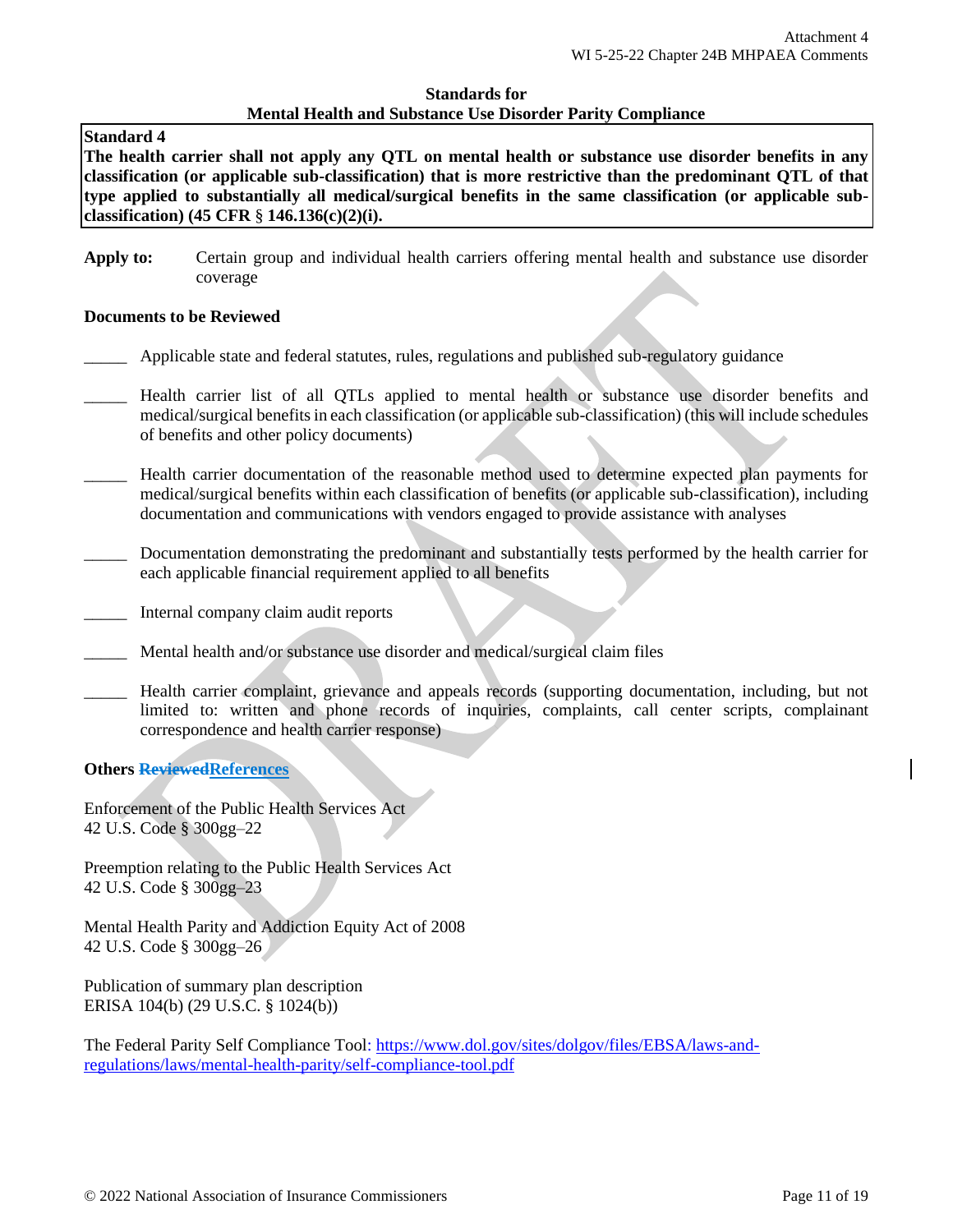## Standards for Mental Health and Substance Use Disorder Parity Compliance

**Standard 4**
**The health carrier shall not apply any QTL on mental health or substance use disorder benefits in any classification (or applicable sub-classification) that is more restrictive than the predominant QTL of that type applied to substantially all medical/surgical benefits in the same classification (or applicable sub-classification) (45 CFR § 146.136(c)(2)(i).**

**Apply to:** Certain group and individual health carriers offering mental health and substance use disorder coverage

**Documents to be Reviewed**

_____ Applicable state and federal statutes, rules, regulations and published sub-regulatory guidance

_____ Health carrier list of all QTLs applied to mental health or substance use disorder benefits and medical/surgical benefits in each classification (or applicable sub-classification) (this will include schedules of benefits and other policy documents)

_____ Health carrier documentation of the reasonable method used to determine expected plan payments for medical/surgical benefits within each classification of benefits (or applicable sub-classification), including documentation and communications with vendors engaged to provide assistance with analyses

_____ Documentation demonstrating the predominant and substantially tests performed by the health carrier for each applicable financial requirement applied to all benefits

_____ Internal company claim audit reports

_____ Mental health and/or substance use disorder and medical/surgical claim files

_____ Health carrier complaint, grievance and appeals records (supporting documentation, including, but not limited to: written and phone records of inquiries, complaints, call center scripts, complainant correspondence and health carrier response)

**Others ~~Reviewed~~References**

Enforcement of the Public Health Services Act
42 U.S. Code § 300gg–22

Preemption relating to the Public Health Services Act
42 U.S. Code § 300gg–23

Mental Health Parity and Addiction Equity Act of 2008
42 U.S. Code § 300gg–26

Publication of summary plan description
ERISA 104(b) (29 U.S.C. § 1024(b))

The Federal Parity Self Compliance Tool: https://www.dol.gov/sites/dolgov/files/EBSA/laws-and-regulations/laws/mental-health-parity/self-compliance-tool.pdf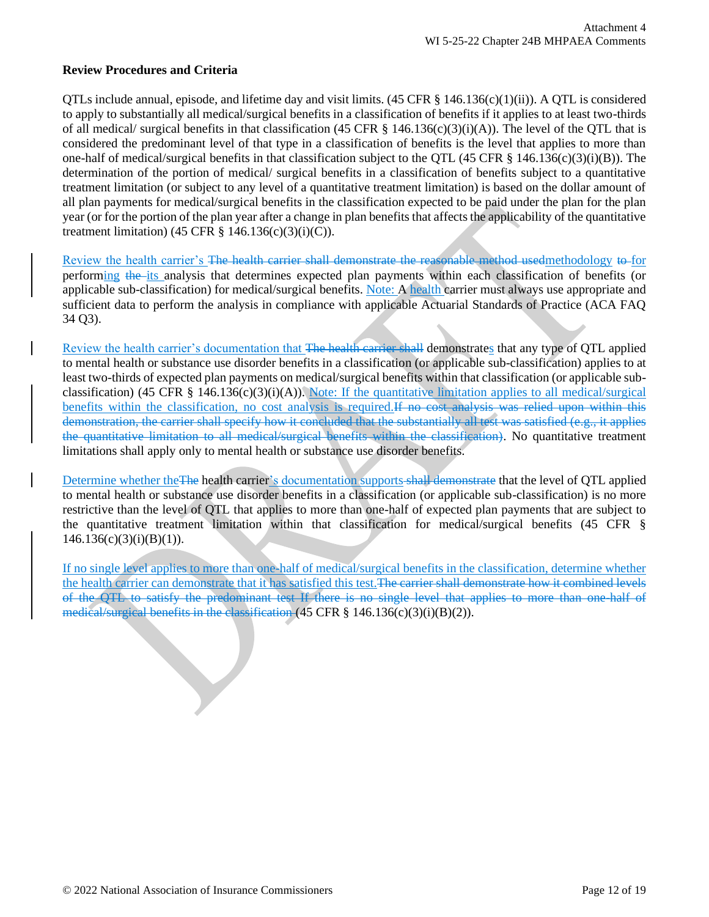**Review Procedures and Criteria**

QTLs include annual, episode, and lifetime day and visit limits. (45 CFR § 146.136(c)(1)(ii)). A QTL is considered to apply to substantially all medical/surgical benefits in a classification of benefits if it applies to at least two-thirds of all medical/ surgical benefits in that classification (45 CFR § 146.136(c)(3)(i)(A)). The level of the QTL that is considered the predominant level of that type in a classification of benefits is the level that applies to more than one-half of medical/surgical benefits in that classification subject to the QTL (45 CFR § 146.136(c)(3)(i)(B)). The determination of the portion of medical/ surgical benefits in a classification of benefits subject to a quantitative treatment limitation (or subject to any level of a quantitative treatment limitation) is based on the dollar amount of all plan payments for medical/surgical benefits in the classification expected to be paid under the plan for the plan year (or for the portion of the plan year after a change in plan benefits that affects the applicability of the quantitative treatment limitation) (45 CFR § 146.136(c)(3)(i)(C)).

Review the health carrier's ~~The health carrier shall demonstrate the reasonable method used~~methodology ~~to~~ for performing ~~the~~ its analysis that determines expected plan payments within each classification of benefits (or applicable sub-classification) for medical/surgical benefits. Note: A health carrier must always use appropriate and sufficient data to perform the analysis in compliance with applicable Actuarial Standards of Practice (ACA FAQ 34 Q3).

Review the health carrier's documentation that ~~The health carrier shall~~ demonstrates that any type of QTL applied to mental health or substance use disorder benefits in a classification (or applicable sub-classification) applies to at least two-thirds of expected plan payments on medical/surgical benefits within that classification (or applicable sub-classification) (45 CFR § 146.136(c)(3)(i)(A)). Note: If the quantitative limitation applies to all medical/surgical benefits within the classification, no cost analysis is required.~~If no cost analysis was relied upon within this demonstration, the carrier shall specify how it concluded that the substantially all test was satisfied (e.g., it applies the quantitative limitation to all medical/surgical benefits within the classification)~~. No quantitative treatment limitations shall apply only to mental health or substance use disorder benefits.

Determine whether the~~The~~ health carrier's documentation supports ~~shall demonstrate~~ that the level of QTL applied to mental health or substance use disorder benefits in a classification (or applicable sub-classification) is no more restrictive than the level of QTL that applies to more than one-half of expected plan payments that are subject to the quantitative treatment limitation within that classification for medical/surgical benefits (45 CFR § 146.136(c)(3)(i)(B)(1)).

If no single level applies to more than one-half of medical/surgical benefits in the classification, determine whether the health carrier can demonstrate that it has satisfied this test.~~The carrier shall demonstrate how it combined levels of the QTL to satisfy the predominant test If there is no single level that applies to more than one-half of medical/surgical benefits in the classification~~ (45 CFR § 146.136(c)(3)(i)(B)(2)).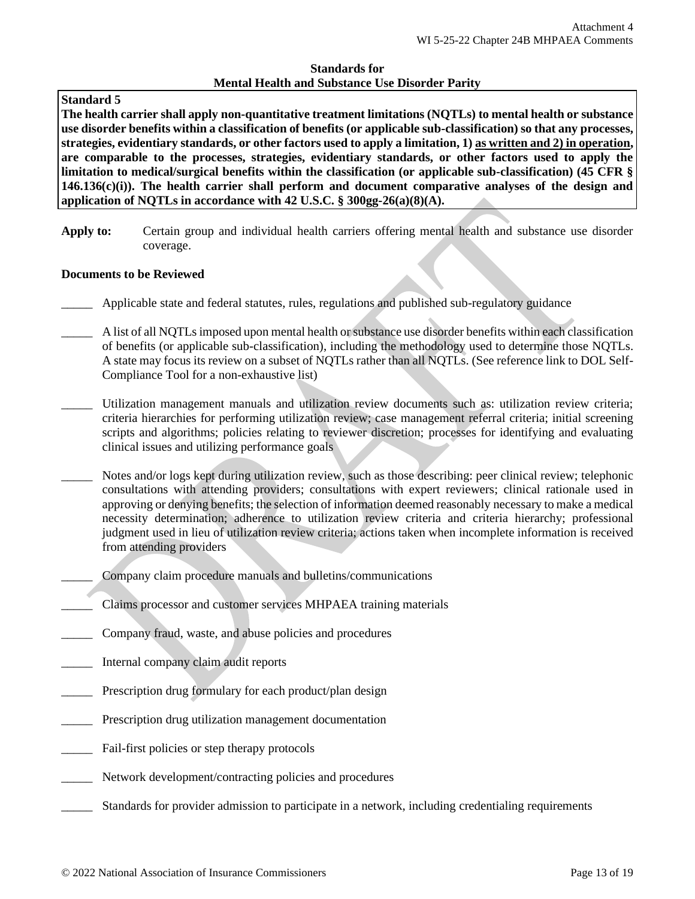## Standards for Mental Health and Substance Use Disorder Parity

**Standard 5**

**The health carrier shall apply non-quantitative treatment limitations (NQTLs) to mental health or substance use disorder benefits within a classification of benefits (or applicable sub-classification) so that any processes, strategies, evidentiary standards, or other factors used to apply a limitation, 1) <u>as written and 2) in operation</u>, are comparable to the processes, strategies, evidentiary standards, or other factors used to apply the limitation to medical/surgical benefits within the classification (or applicable sub-classification) (45 CFR § 146.136(c)(i)). The health carrier shall perform and document comparative analyses of the design and application of NQTLs in accordance with 42 U.S.C. § 300gg-26(a)(8)(A).**

**Apply to:** Certain group and individual health carriers offering mental health and substance use disorder coverage.

**Documents to be Reviewed**

_____ Applicable state and federal statutes, rules, regulations and published sub-regulatory guidance

_____ A list of all NQTLs imposed upon mental health or substance use disorder benefits within each classification of benefits (or applicable sub-classification), including the methodology used to determine those NQTLs. A state may focus its review on a subset of NQTLs rather than all NQTLs. (See reference link to DOL Self-Compliance Tool for a non-exhaustive list)

_____ Utilization management manuals and utilization review documents such as: utilization review criteria; criteria hierarchies for performing utilization review; case management referral criteria; initial screening scripts and algorithms; policies relating to reviewer discretion; processes for identifying and evaluating clinical issues and utilizing performance goals

_____ Notes and/or logs kept during utilization review, such as those describing: peer clinical review; telephonic consultations with attending providers; consultations with expert reviewers; clinical rationale used in approving or denying benefits; the selection of information deemed reasonably necessary to make a medical necessity determination; adherence to utilization review criteria and criteria hierarchy; professional judgment used in lieu of utilization review criteria; actions taken when incomplete information is received from attending providers

_____ Company claim procedure manuals and bulletins/communications

_____ Claims processor and customer services MHPAEA training materials

_____ Company fraud, waste, and abuse policies and procedures

_____ Internal company claim audit reports

_____ Prescription drug formulary for each product/plan design

_____ Prescription drug utilization management documentation

_____ Fail-first policies or step therapy protocols

_____ Network development/contracting policies and procedures

_____ Standards for provider admission to participate in a network, including credentialing requirements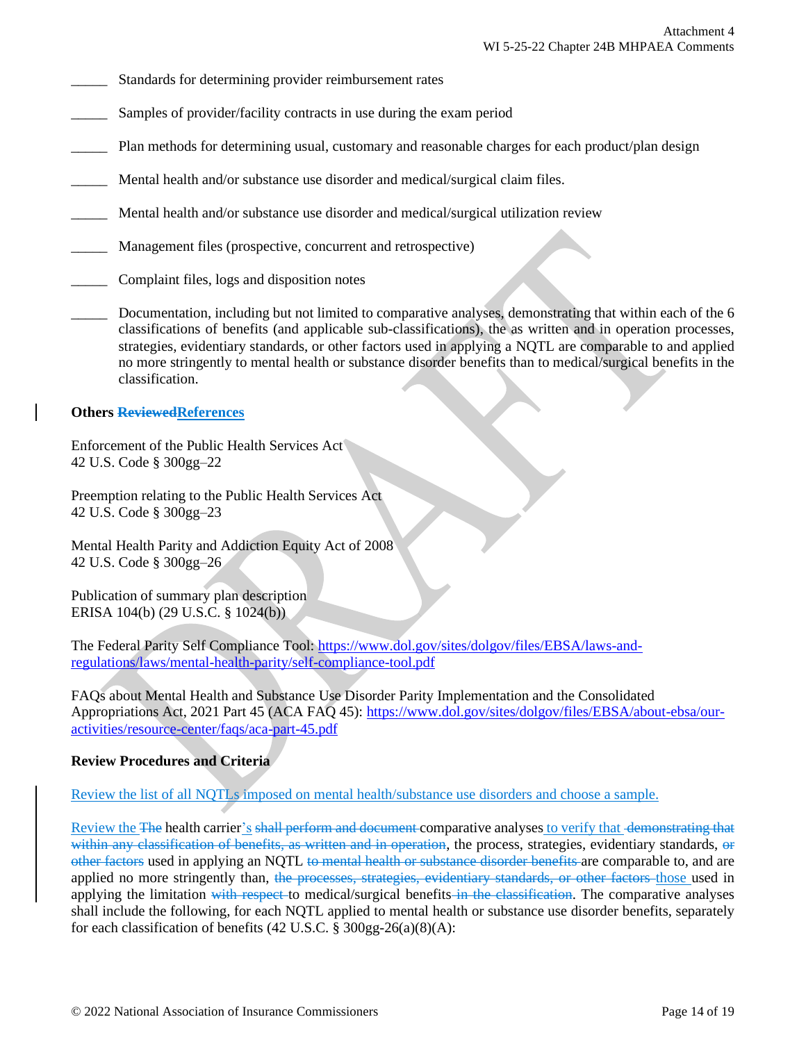_____ Standards for determining provider reimbursement rates

_____ Samples of provider/facility contracts in use during the exam period

_____ Plan methods for determining usual, customary and reasonable charges for each product/plan design

_____ Mental health and/or substance use disorder and medical/surgical claim files.

_____ Mental health and/or substance use disorder and medical/surgical utilization review

_____ Management files (prospective, concurrent and retrospective)

_____ Complaint files, logs and disposition notes

_____ Documentation, including but not limited to comparative analyses, demonstrating that within each of the 6 classifications of benefits (and applicable sub-classifications), the as written and in operation processes, strategies, evidentiary standards, or other factors used in applying a NQTL are comparable to and applied no more stringently to mental health or substance disorder benefits than to medical/surgical benefits in the classification.

**Others ~~Reviewed~~References**

Enforcement of the Public Health Services Act
42 U.S. Code § 300gg–22

Preemption relating to the Public Health Services Act
42 U.S. Code § 300gg–23

Mental Health Parity and Addiction Equity Act of 2008
42 U.S. Code § 300gg–26

Publication of summary plan description
ERISA 104(b) (29 U.S.C. § 1024(b))

The Federal Parity Self Compliance Tool: https://www.dol.gov/sites/dolgov/files/EBSA/laws-and-regulations/laws/mental-health-parity/self-compliance-tool.pdf

FAQs about Mental Health and Substance Use Disorder Parity Implementation and the Consolidated Appropriations Act, 2021 Part 45 (ACA FAQ 45): https://www.dol.gov/sites/dolgov/files/EBSA/about-ebsa/our-activities/resource-center/faqs/aca-part-45.pdf

**Review Procedures and Criteria**

Review the list of all NQTLs imposed on mental health/substance use disorders and choose a sample.

Review the ~~The~~ health carrier's ~~shall perform and document~~ comparative analyses to verify that ~~demonstrating that within any classification of benefits, as written and in operation~~, the process, strategies, evidentiary standards, ~~or other factors~~ used in applying an NQTL ~~to mental health or substance disorder benefits~~ are comparable to, and are applied no more stringently than, ~~the processes, strategies, evidentiary standards, or other factors~~ those used in applying the limitation ~~with respect~~ to medical/surgical benefits ~~in the classification~~. The comparative analyses shall include the following, for each NQTL applied to mental health or substance use disorder benefits, separately for each classification of benefits (42 U.S.C. § 300gg-26(a)(8)(A):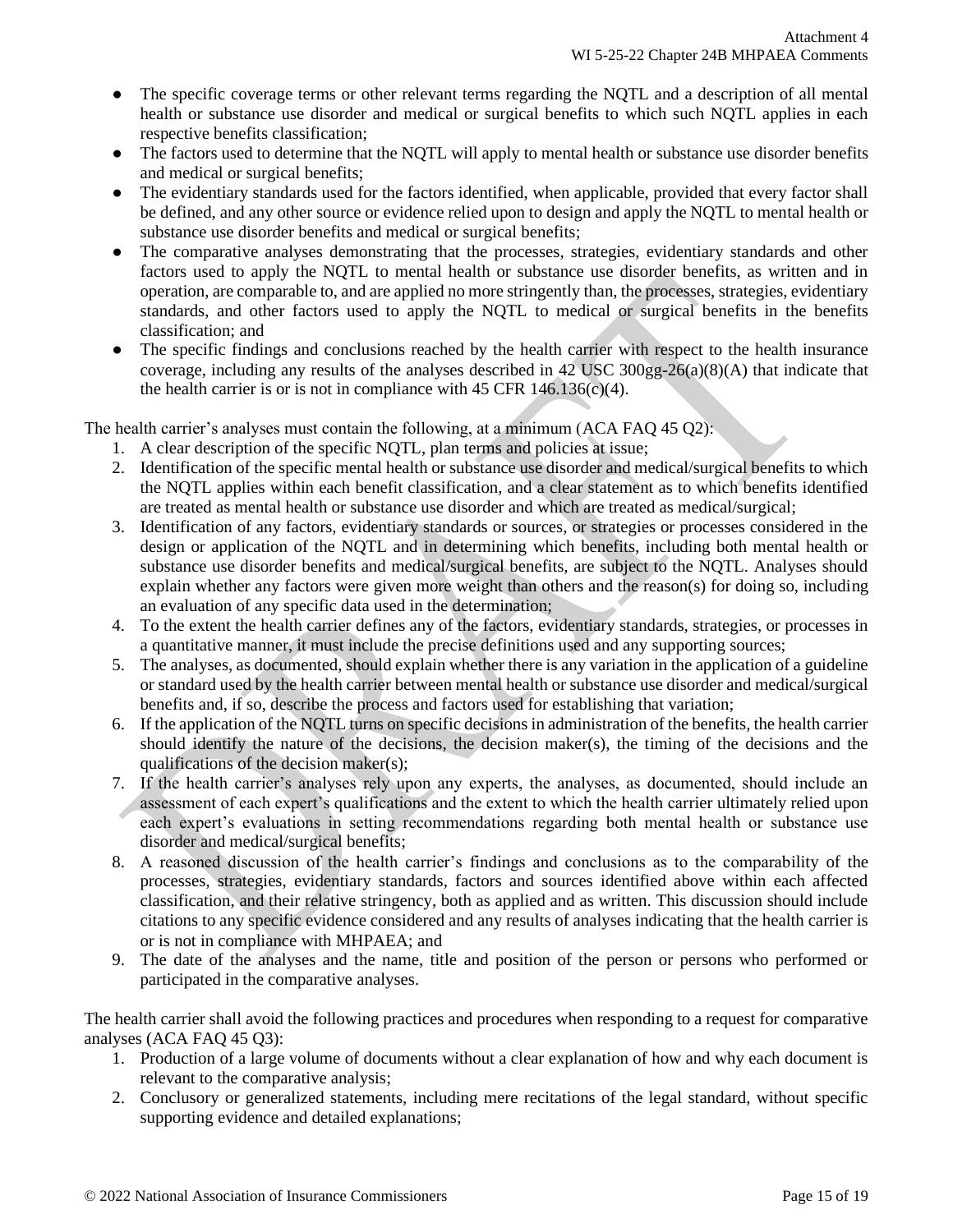- The specific coverage terms or other relevant terms regarding the NQTL and a description of all mental health or substance use disorder and medical or surgical benefits to which such NQTL applies in each respective benefits classification;
- The factors used to determine that the NQTL will apply to mental health or substance use disorder benefits and medical or surgical benefits;
- The evidentiary standards used for the factors identified, when applicable, provided that every factor shall be defined, and any other source or evidence relied upon to design and apply the NQTL to mental health or substance use disorder benefits and medical or surgical benefits;
- The comparative analyses demonstrating that the processes, strategies, evidentiary standards and other factors used to apply the NQTL to mental health or substance use disorder benefits, as written and in operation, are comparable to, and are applied no more stringently than, the processes, strategies, evidentiary standards, and other factors used to apply the NQTL to medical or surgical benefits in the benefits classification; and
- The specific findings and conclusions reached by the health carrier with respect to the health insurance coverage, including any results of the analyses described in 42 USC 300gg-26(a)(8)(A) that indicate that the health carrier is or is not in compliance with 45 CFR 146.136(c)(4).

The health carrier's analyses must contain the following, at a minimum (ACA FAQ 45 Q2):

1. A clear description of the specific NQTL, plan terms and policies at issue;
2. Identification of the specific mental health or substance use disorder and medical/surgical benefits to which the NQTL applies within each benefit classification, and a clear statement as to which benefits identified are treated as mental health or substance use disorder and which are treated as medical/surgical;
3. Identification of any factors, evidentiary standards or sources, or strategies or processes considered in the design or application of the NQTL and in determining which benefits, including both mental health or substance use disorder benefits and medical/surgical benefits, are subject to the NQTL. Analyses should explain whether any factors were given more weight than others and the reason(s) for doing so, including an evaluation of any specific data used in the determination;
4. To the extent the health carrier defines any of the factors, evidentiary standards, strategies, or processes in a quantitative manner, it must include the precise definitions used and any supporting sources;
5. The analyses, as documented, should explain whether there is any variation in the application of a guideline or standard used by the health carrier between mental health or substance use disorder and medical/surgical benefits and, if so, describe the process and factors used for establishing that variation;
6. If the application of the NQTL turns on specific decisions in administration of the benefits, the health carrier should identify the nature of the decisions, the decision maker(s), the timing of the decisions and the qualifications of the decision maker(s);
7. If the health carrier's analyses rely upon any experts, the analyses, as documented, should include an assessment of each expert's qualifications and the extent to which the health carrier ultimately relied upon each expert's evaluations in setting recommendations regarding both mental health or substance use disorder and medical/surgical benefits;
8. A reasoned discussion of the health carrier's findings and conclusions as to the comparability of the processes, strategies, evidentiary standards, factors and sources identified above within each affected classification, and their relative stringency, both as applied and as written. This discussion should include citations to any specific evidence considered and any results of analyses indicating that the health carrier is or is not in compliance with MHPAEA; and
9. The date of the analyses and the name, title and position of the person or persons who performed or participated in the comparative analyses.

The health carrier shall avoid the following practices and procedures when responding to a request for comparative analyses (ACA FAQ 45 Q3):

1. Production of a large volume of documents without a clear explanation of how and why each document is relevant to the comparative analysis;
2. Conclusory or generalized statements, including mere recitations of the legal standard, without specific supporting evidence and detailed explanations;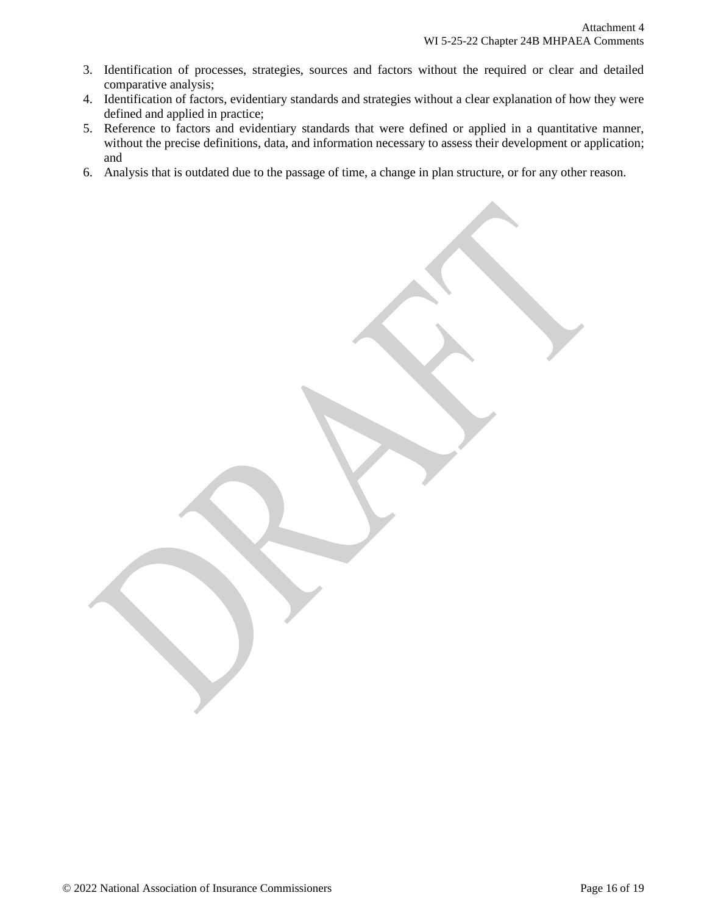3. Identification of processes, strategies, sources and factors without the required or clear and detailed comparative analysis;
4. Identification of factors, evidentiary standards and strategies without a clear explanation of how they were defined and applied in practice;
5. Reference to factors and evidentiary standards that were defined or applied in a quantitative manner, without the precise definitions, data, and information necessary to assess their development or application; and
6. Analysis that is outdated due to the passage of time, a change in plan structure, or for any other reason.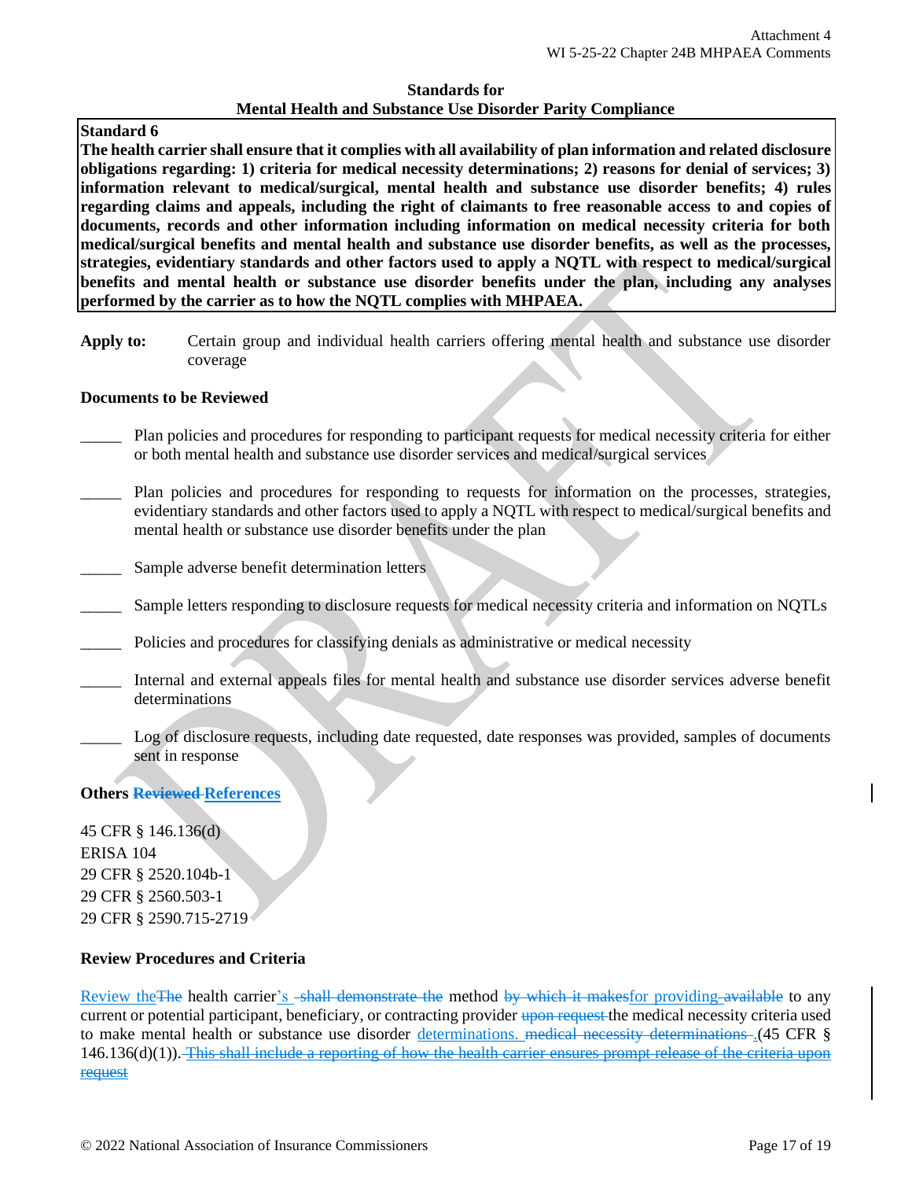Attachment 4
WI 5-25-22 Chapter 24B MHPAEA Comments

**Standards for**
**Mental Health and Substance Use Disorder Parity Compliance**

**Standard 6**
**The health carrier shall ensure that it complies with all availability of plan information and related disclosure obligations regarding: 1) criteria for medical necessity determinations; 2) reasons for denial of services; 3) information relevant to medical/surgical, mental health and substance use disorder benefits; 4) rules regarding claims and appeals, including the right of claimants to free reasonable access to and copies of documents, records and other information including information on medical necessity criteria for both medical/surgical benefits and mental health and substance use disorder benefits, as well as the processes, strategies, evidentiary standards and other factors used to apply a NQTL with respect to medical/surgical benefits and mental health or substance use disorder benefits under the plan, including any analyses performed by the carrier as to how the NQTL complies with MHPAEA.**

**Apply to:** Certain group and individual health carriers offering mental health and substance use disorder coverage

**Documents to be Reviewed**

_____ Plan policies and procedures for responding to participant requests for medical necessity criteria for either or both mental health and substance use disorder services and medical/surgical services

_____ Plan policies and procedures for responding to requests for information on the processes, strategies, evidentiary standards and other factors used to apply a NQTL with respect to medical/surgical benefits and mental health or substance use disorder benefits under the plan

_____ Sample adverse benefit determination letters

_____ Sample letters responding to disclosure requests for medical necessity criteria and information on NQTLs

_____ Policies and procedures for classifying denials as administrative or medical necessity

_____ Internal and external appeals files for mental health and substance use disorder services adverse benefit determinations

_____ Log of disclosure requests, including date requested, date responses was provided, samples of documents sent in response

**Others ~~Reviewed~~ References**

45 CFR § 146.136(d)
ERISA 104
29 CFR § 2520.104b-1
29 CFR § 2560.503-1
29 CFR § 2590.715-2719

**Review Procedures and Criteria**

Review the~~The~~ health carrier's ~~shall demonstrate the~~ method ~~by which it makes~~for providing ~~available~~ to any current or potential participant, beneficiary, or contracting provider ~~upon request~~ the medical necessity criteria used to make mental health or substance use disorder determinations. ~~medical necessity determinations .~~(45 CFR § 146.136(d)(1)). ~~This shall include a reporting of how the health carrier ensures prompt release of the criteria upon request~~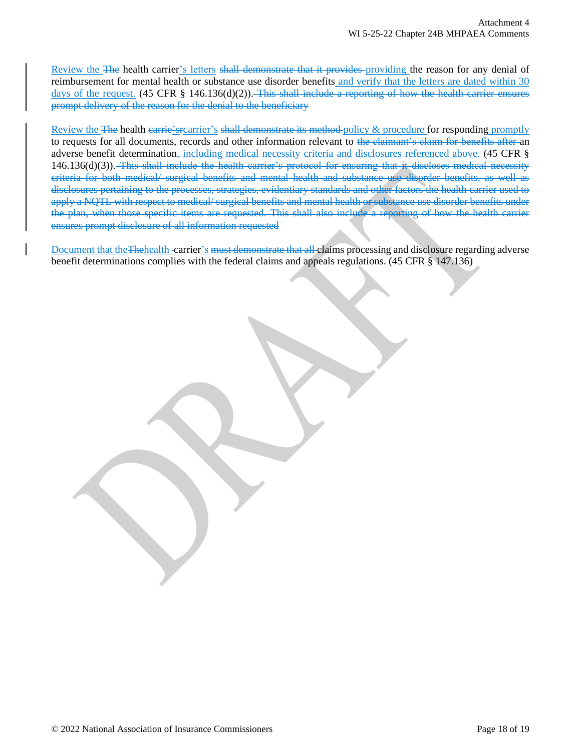Review the ~~The~~ health carrier's letters ~~shall demonstrate that it provides~~ providing the reason for any denial of reimbursement for mental health or substance use disorder benefits and verify that the letters are dated within 30 days of the request. (45 CFR § 146.136(d)(2)). ~~This shall include a reporting of how the health carrier ensures prompt delivery of the reason for the denial to the beneficiary~~

Review the ~~The~~ health ~~carrie'sr~~carrier's ~~shall demonstrate its method~~ policy & procedure for responding promptly to requests for all documents, records and other information relevant to ~~the claimant's claim for benefits after~~ an adverse benefit determination, including medical necessity criteria and disclosures referenced above. (45 CFR § 146.136(d)(3)). ~~This shall include the health carrier's protocol for ensuring that it discloses medical necessity criteria for both medical/ surgical benefits and mental health and substance use disorder benefits, as well as disclosures pertaining to the processes, strategies, evidentiary standards and other factors the health carrier used to apply a NQTL with respect to medical/ surgical benefits and mental health or substance use disorder benefits under the plan, when those specific items are requested. This shall also include a reporting of how the health carrier ensures prompt disclosure of all information requested~~

Document that the~~The~~health carrier's ~~must demonstrate that all~~ claims processing and disclosure regarding adverse benefit determinations complies with the federal claims and appeals regulations. (45 CFR § 147.136)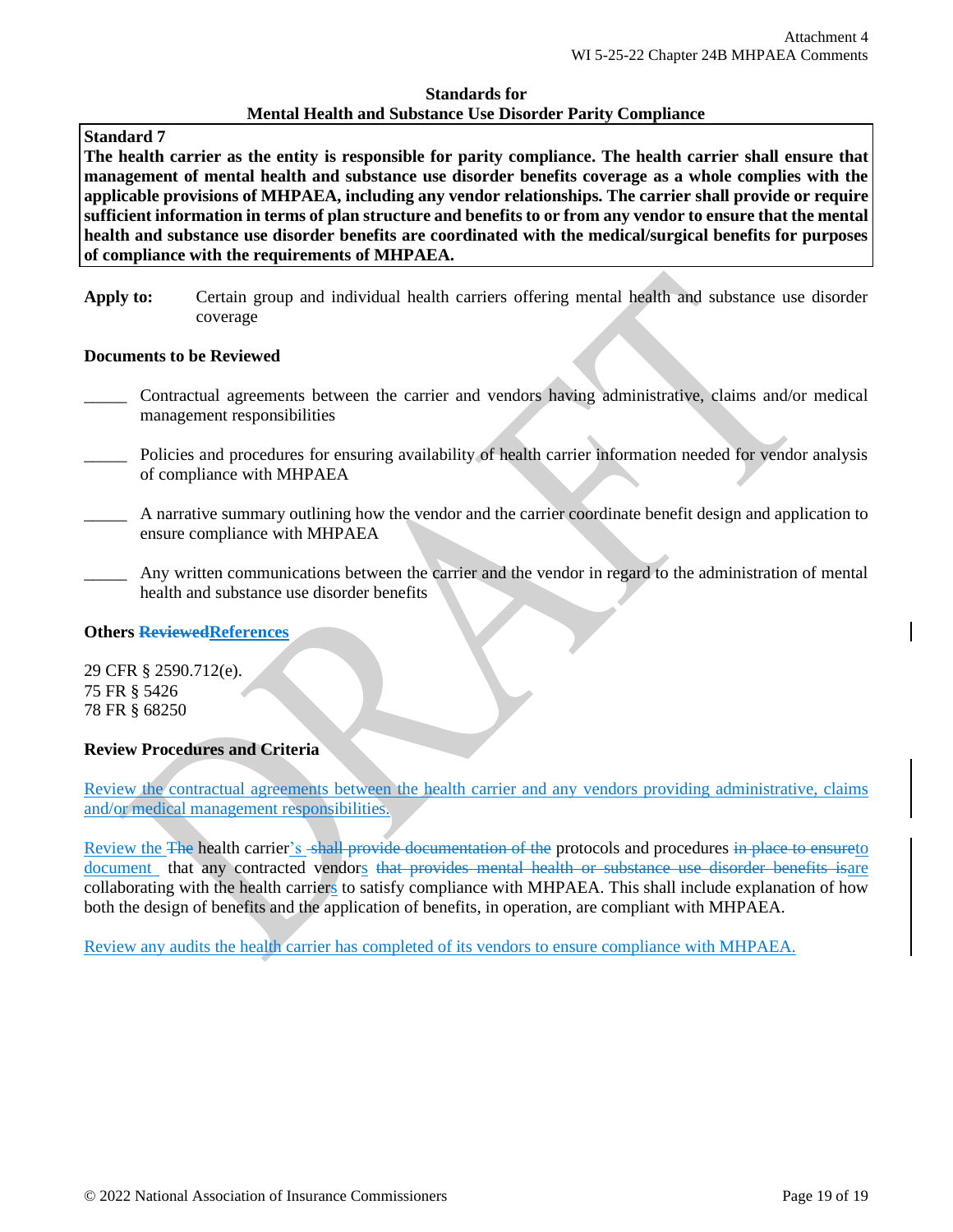**Standards for**
**Mental Health and Substance Use Disorder Parity Compliance**

**Standard 7**

**The health carrier as the entity is responsible for parity compliance. The health carrier shall ensure that management of mental health and substance use disorder benefits coverage as a whole complies with the applicable provisions of MHPAEA, including any vendor relationships. The carrier shall provide or require sufficient information in terms of plan structure and benefits to or from any vendor to ensure that the mental health and substance use disorder benefits are coordinated with the medical/surgical benefits for purposes of compliance with the requirements of MHPAEA.**

**Apply to:** Certain group and individual health carriers offering mental health and substance use disorder coverage

### Documents to be Reviewed

_____ Contractual agreements between the carrier and vendors having administrative, claims and/or medical management responsibilities

_____ Policies and procedures for ensuring availability of health carrier information needed for vendor analysis of compliance with MHPAEA

_____ A narrative summary outlining how the vendor and the carrier coordinate benefit design and application to ensure compliance with MHPAEA

_____ Any written communications between the carrier and the vendor in regard to the administration of mental health and substance use disorder benefits

### Others ~~Reviewed~~References

29 CFR § 2590.712(e).
75 FR § 5426
78 FR § 68250

### Review Procedures and Criteria

Review the contractual agreements between the health carrier and any vendors providing administrative, claims and/or medical management responsibilities.

Review the ~~The~~ health carrier's ~~shall provide documentation of the~~ protocols and procedures ~~in place to ensure~~to document that any contracted vendors ~~that provides mental health or substance use disorder benefits is~~are collaborating with the health carriers to satisfy compliance with MHPAEA. This shall include explanation of how both the design of benefits and the application of benefits, in operation, are compliant with MHPAEA.

Review any audits the health carrier has completed of its vendors to ensure compliance with MHPAEA.